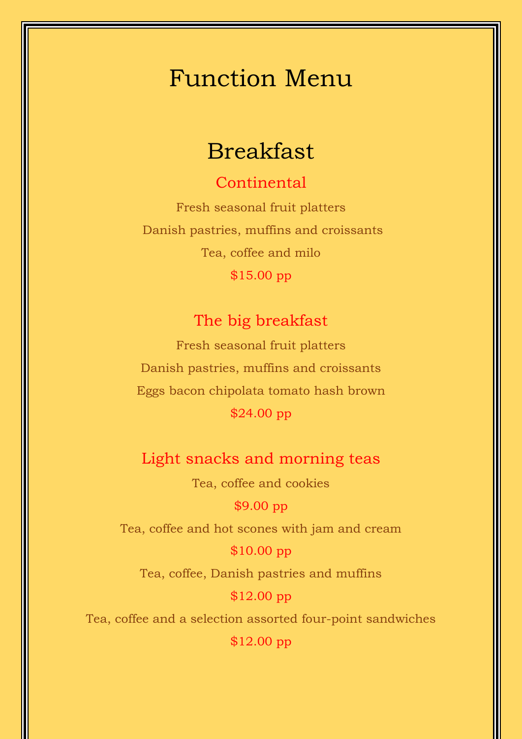# Function Menu

## Breakfast

### Continental

Fresh seasonal fruit platters

Danish pastries, muffins and croissants

Tea, coffee and milo

$15.00 pp

### The big breakfast

Fresh seasonal fruit platters

Danish pastries, muffins and croissants

Eggs bacon chipolata tomato hash brown

$24.00 pp

### Light snacks and morning teas

Tea, coffee and cookies

$9.00 pp

Tea, coffee and hot scones with jam and cream

$10.00 pp

Tea, coffee, Danish pastries and muffins

$12.00 pp

Tea, coffee and a selection assorted four-point sandwiches

$12.00 pp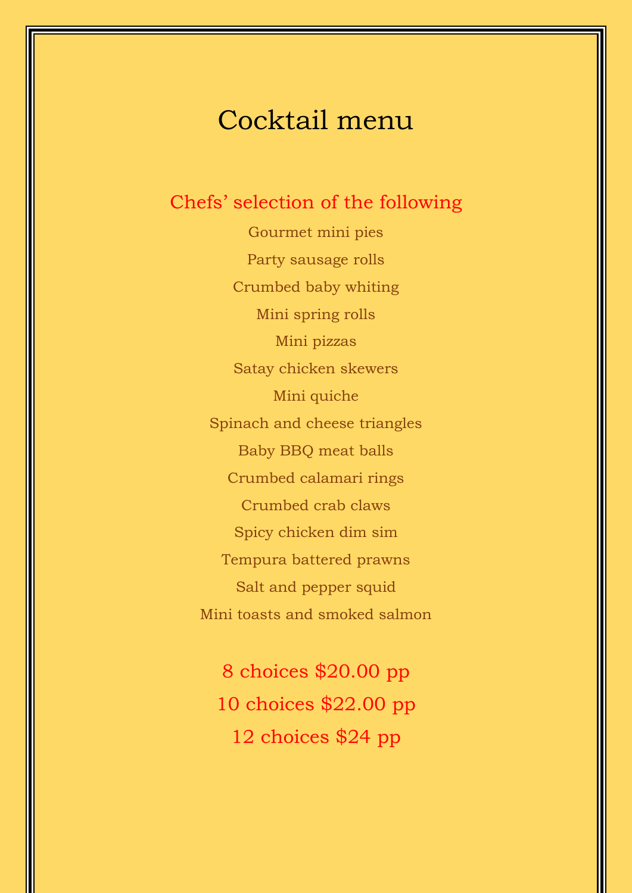# Cocktail menu

## Chefs' selection of the following

Gourmet mini pies

Party sausage rolls

Crumbed baby whiting

Mini spring rolls

Mini pizzas

Satay chicken skewers

Mini quiche

Spinach and cheese triangles

Baby BBQ meat balls

Crumbed calamari rings

Crumbed crab claws

Spicy chicken dim sim

Tempura battered prawns

Salt and pepper squid

Mini toasts and smoked salmon

8 choices $20.00 pp

10 choices $22.00 pp

12 choices $24 pp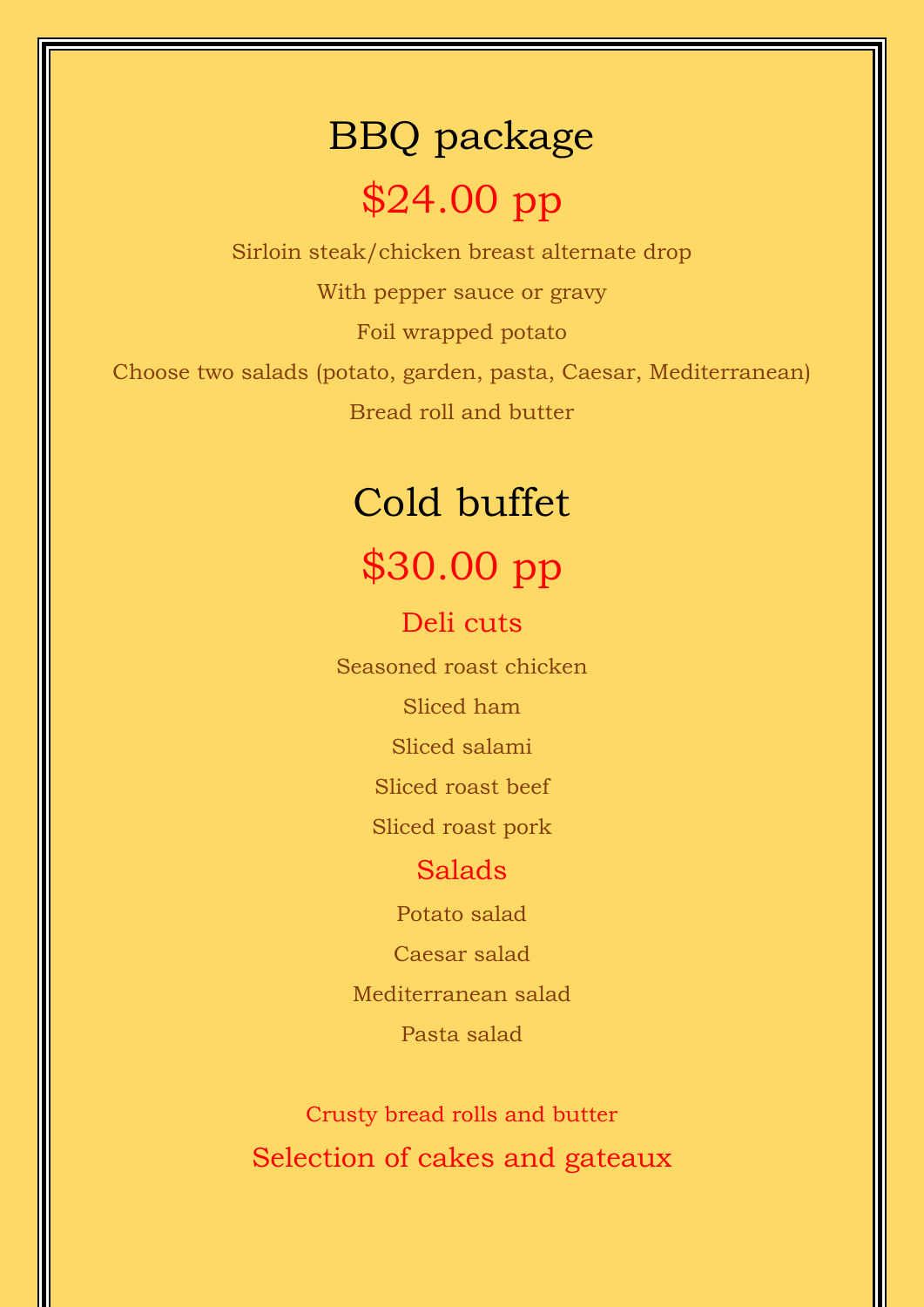## BBQ package

**$24.00 pp**

Sirloin steak/chicken breast alternate drop

With pepper sauce or gravy

Foil wrapped potato

Choose two salads (potato, garden, pasta, Caesar, Mediterranean)

Bread roll and butter

## Cold buffet

**$30.00 pp**

### Deli cuts

Seasoned roast chicken

Sliced ham

Sliced salami

Sliced roast beef

Sliced roast pork

### Salads

Potato salad

Caesar salad

Mediterranean salad

Pasta salad

Crusty bread rolls and butter

Selection of cakes and gateaux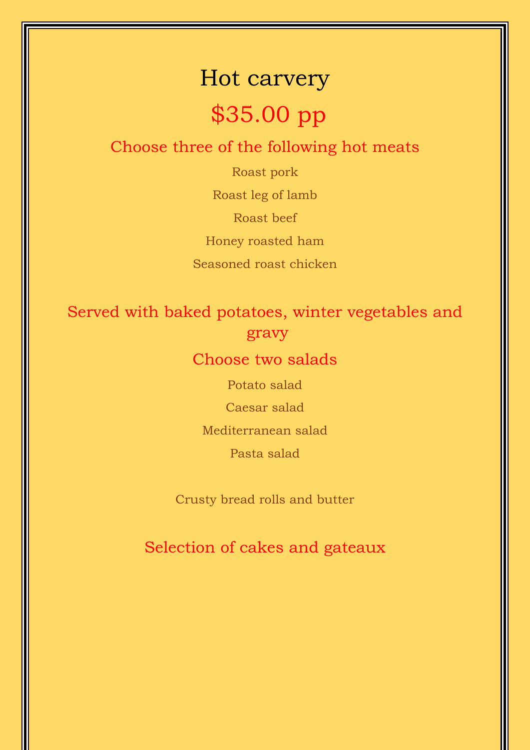# Hot carvery

## $35.00 pp

### Choose three of the following hot meats

Roast pork

Roast leg of lamb

Roast beef

Honey roasted ham

Seasoned roast chicken

### Served with baked potatoes, winter vegetables and gravy

### Choose two salads

Potato salad

Caesar salad

Mediterranean salad

Pasta salad

Crusty bread rolls and butter

### Selection of cakes and gateaux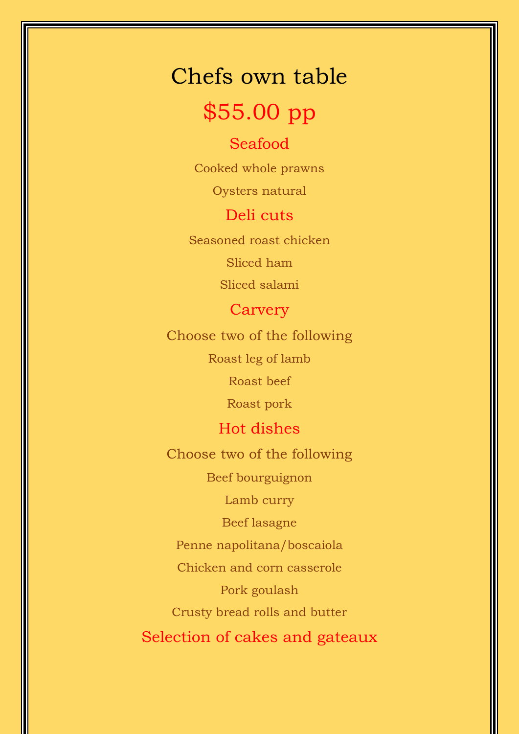# Chefs own table

## $55.00 pp

### Seafood

Cooked whole prawns

Oysters natural

### Deli cuts

Seasoned roast chicken

Sliced ham

Sliced salami

### Carvery

Choose two of the following

Roast leg of lamb

Roast beef

Roast pork

### Hot dishes

Choose two of the following

Beef bourguignon

Lamb curry

Beef lasagne

Penne napolitana/boscaiola

Chicken and corn casserole

Pork goulash

Crusty bread rolls and butter

### Selection of cakes and gateaux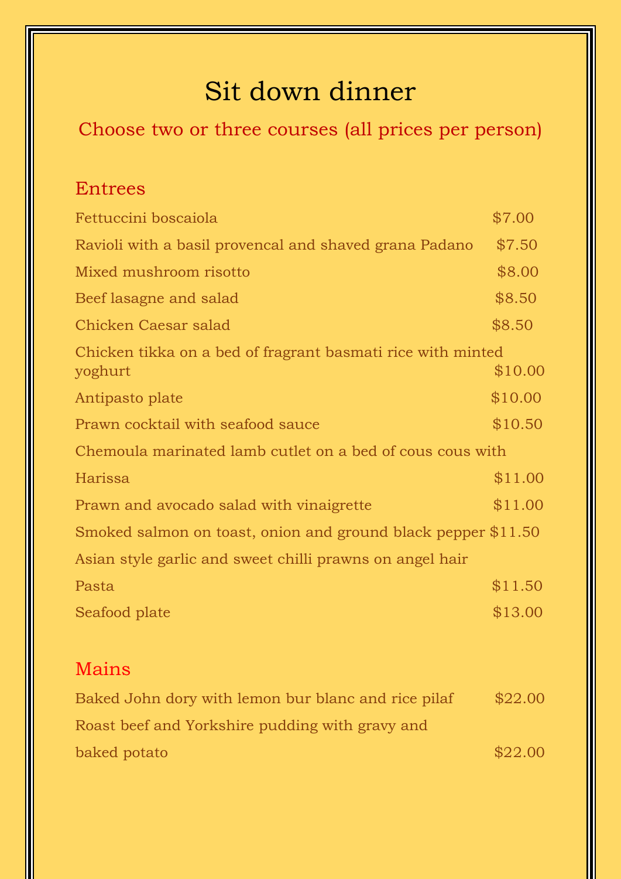# Sit down dinner

Choose two or three courses (all prices per person)

## Entrees

| Item | Price |
|---|---|
| Fettuccini boscaiola | $7.00 |
| Ravioli with a basil provencal and shaved grana Padano | $7.50 |
| Mixed mushroom risotto | $8.00 |
| Beef lasagne and salad | $8.50 |
| Chicken Caesar salad | $8.50 |
| Chicken tikka on a bed of fragrant basmati rice with minted yoghurt | $10.00 |
| Antipasto plate | $10.00 |
| Prawn cocktail with seafood sauce | $10.50 |
| Chemoula marinated lamb cutlet on a bed of cous cous with Harissa | $11.00 |
| Prawn and avocado salad with vinaigrette | $11.00 |
| Smoked salmon on toast, onion and ground black pepper | $11.50 |
| Asian style garlic and sweet chilli prawns on angel hair Pasta | $11.50 |
| Seafood plate | $13.00 |

## Mains

| Item | Price |
|---|---|
| Baked John dory with lemon bur blanc and rice pilaf | $22.00 |
| Roast beef and Yorkshire pudding with gravy and baked potato | $22.00 |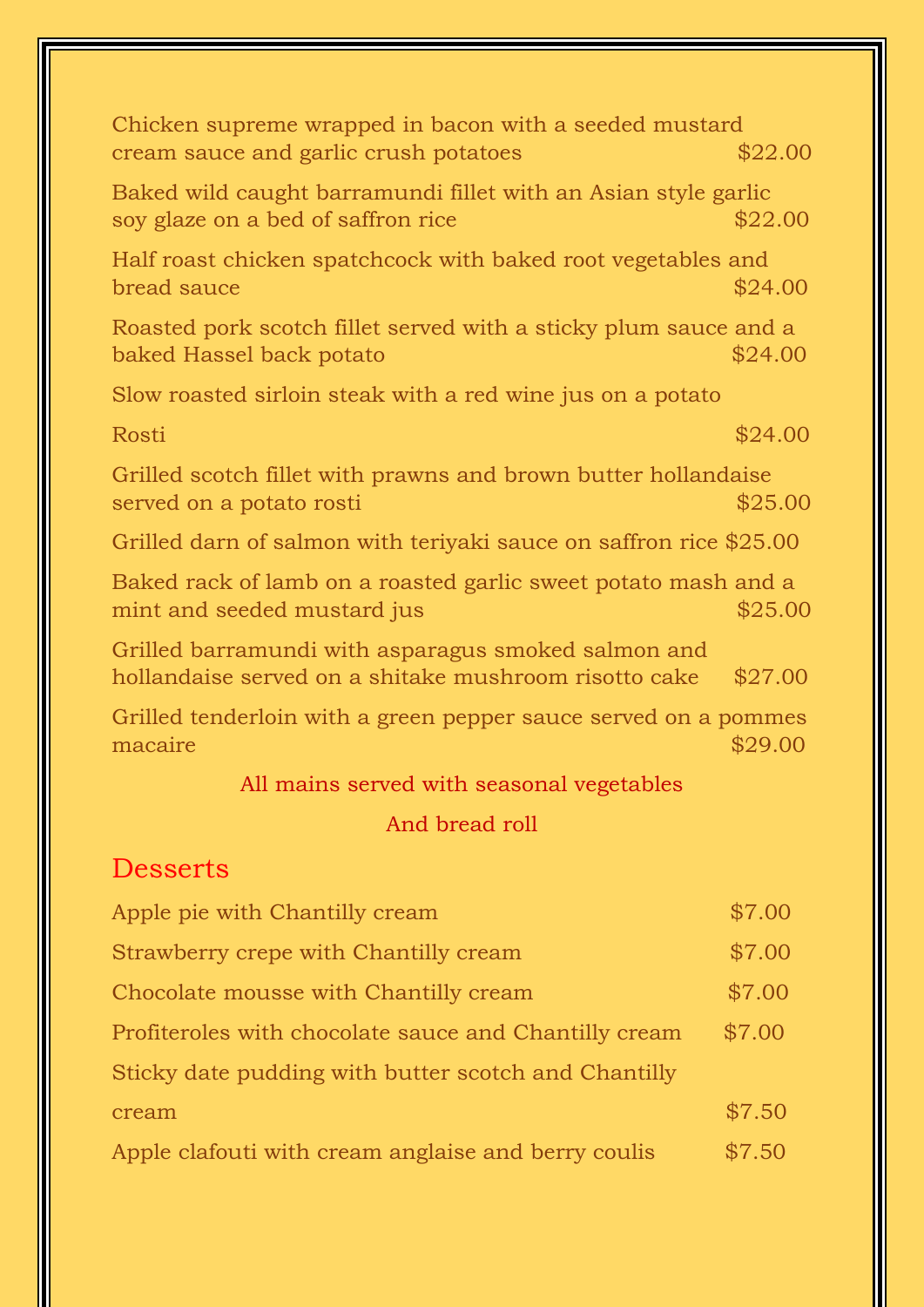Chicken supreme wrapped in bacon with a seeded mustard cream sauce and garlic crush potatoes $22.00

Baked wild caught barramundi fillet with an Asian style garlic soy glaze on a bed of saffron rice $22.00

Half roast chicken spatchcock with baked root vegetables and bread sauce $24.00

Roasted pork scotch fillet served with a sticky plum sauce and a baked Hassel back potato $24.00

Slow roasted sirloin steak with a red wine jus on a potato Rosti $24.00

Grilled scotch fillet with prawns and brown butter hollandaise served on a potato rosti $25.00

Grilled darn of salmon with teriyaki sauce on saffron rice $25.00

Baked rack of lamb on a roasted garlic sweet potato mash and a mint and seeded mustard jus $25.00

Grilled barramundi with asparagus smoked salmon and hollandaise served on a shitake mushroom risotto cake $27.00

Grilled tenderloin with a green pepper sauce served on a pommes macaire $29.00

All mains served with seasonal vegetables

And bread roll

## Desserts

Apple pie with Chantilly cream $7.00

Strawberry crepe with Chantilly cream $7.00

Chocolate mousse with Chantilly cream $7.00

Profiteroles with chocolate sauce and Chantilly cream $7.00

Sticky date pudding with butter scotch and Chantilly cream $7.50

Apple clafouti with cream anglaise and berry coulis $7.50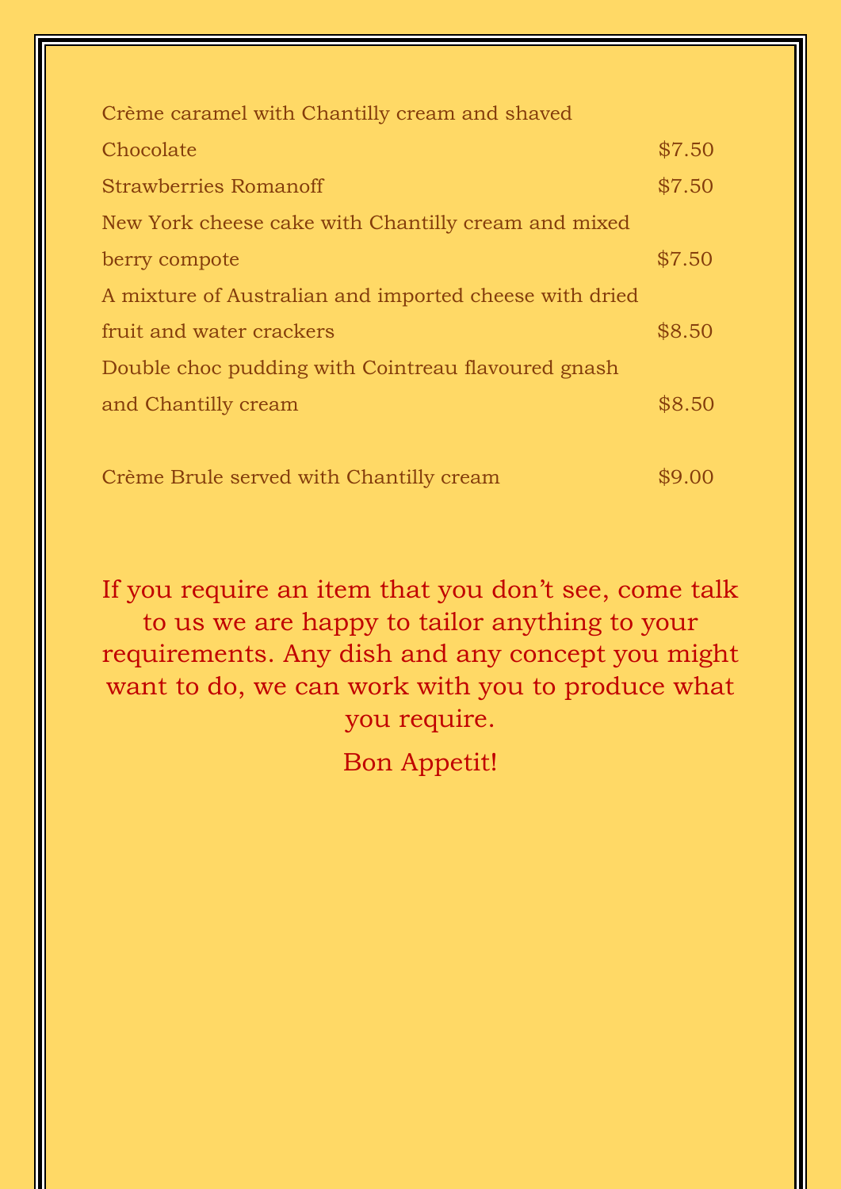| | |
|---|---|
| Crème caramel with Chantilly cream and shaved Chocolate | $7.50 |
| Strawberries Romanoff | $7.50 |
| New York cheese cake with Chantilly cream and mixed berry compote | $7.50 |
| A mixture of Australian and imported cheese with dried fruit and water crackers | $8.50 |
| Double choc pudding with Cointreau flavoured gnash and Chantilly cream | $8.50 |
| Crème Brule served with Chantilly cream | $9.00 |

If you require an item that you don't see, come talk to us we are happy to tailor anything to your requirements. Any dish and any concept you might want to do, we can work with you to produce what you require.

Bon Appetit!